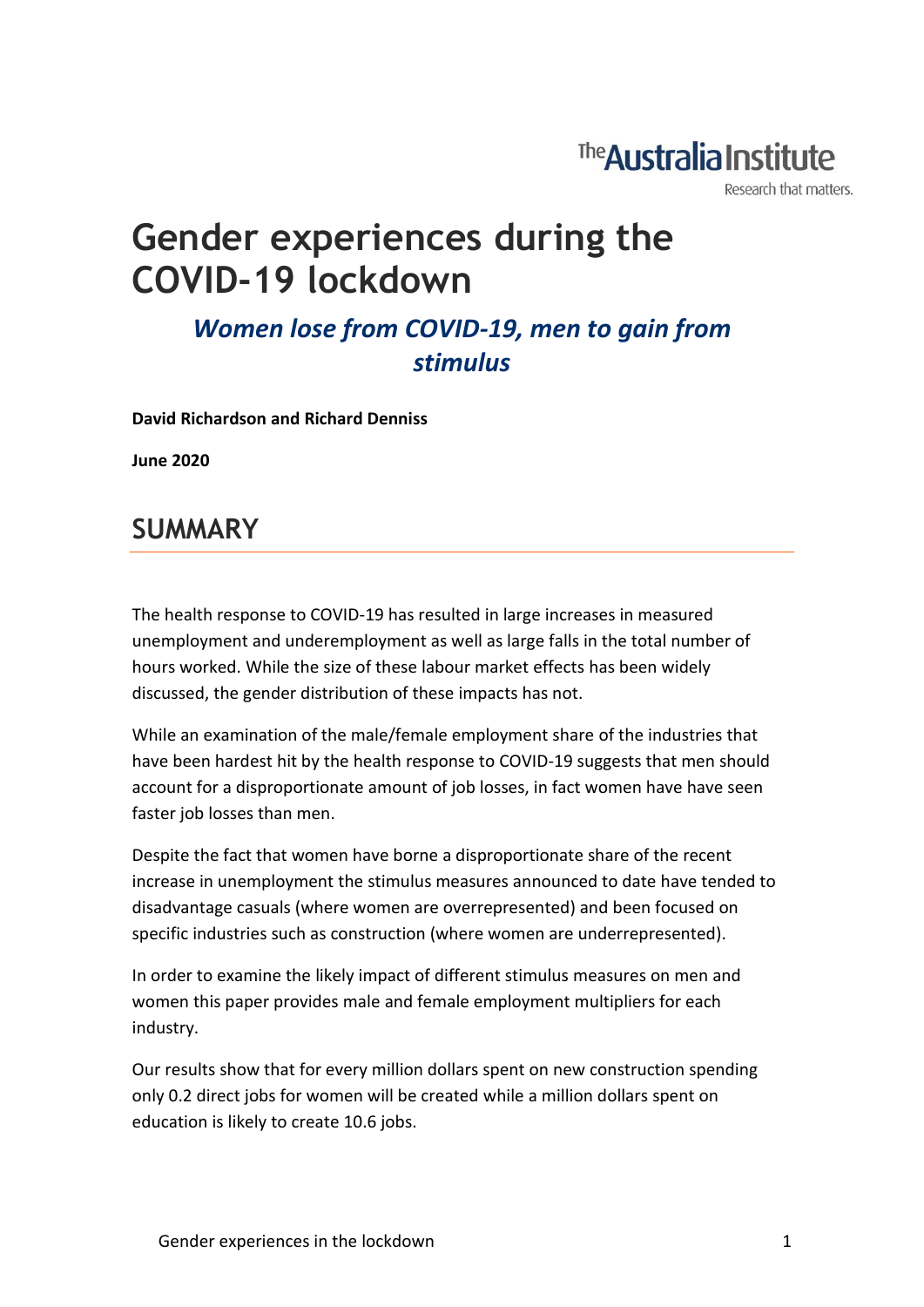The Australia Institute

Research that matters.

# Gender experiences during the COVID-19 lockdown

### *Women lose from COVID-19, men to gain from stimulus*

**David Richardson and Richard Denniss**

**June 2020**

## SUMMARY

The health response to COVID-19 has resulted in large increases in measured unemployment and underemployment as well as large falls in the total number of hours worked. While the size of these labour market effects has been widely discussed, the gender distribution of these impacts has not.

While an examination of the male/female employment share of the industries that have been hardest hit by the health response to COVID-19 suggests that men should account for a disproportionate amount of job losses, in fact women have have seen faster job losses than men.

Despite the fact that women have borne a disproportionate share of the recent increase in unemployment the stimulus measures announced to date have tended to disadvantage casuals (where women are overrepresented) and been focused on specific industries such as construction (where women are underrepresented).

In order to examine the likely impact of different stimulus measures on men and women this paper provides male and female employment multipliers for each industry.

Our results show that for every million dollars spent on new construction spending only 0.2 direct jobs for women will be created while a million dollars spent on education is likely to create 10.6 jobs.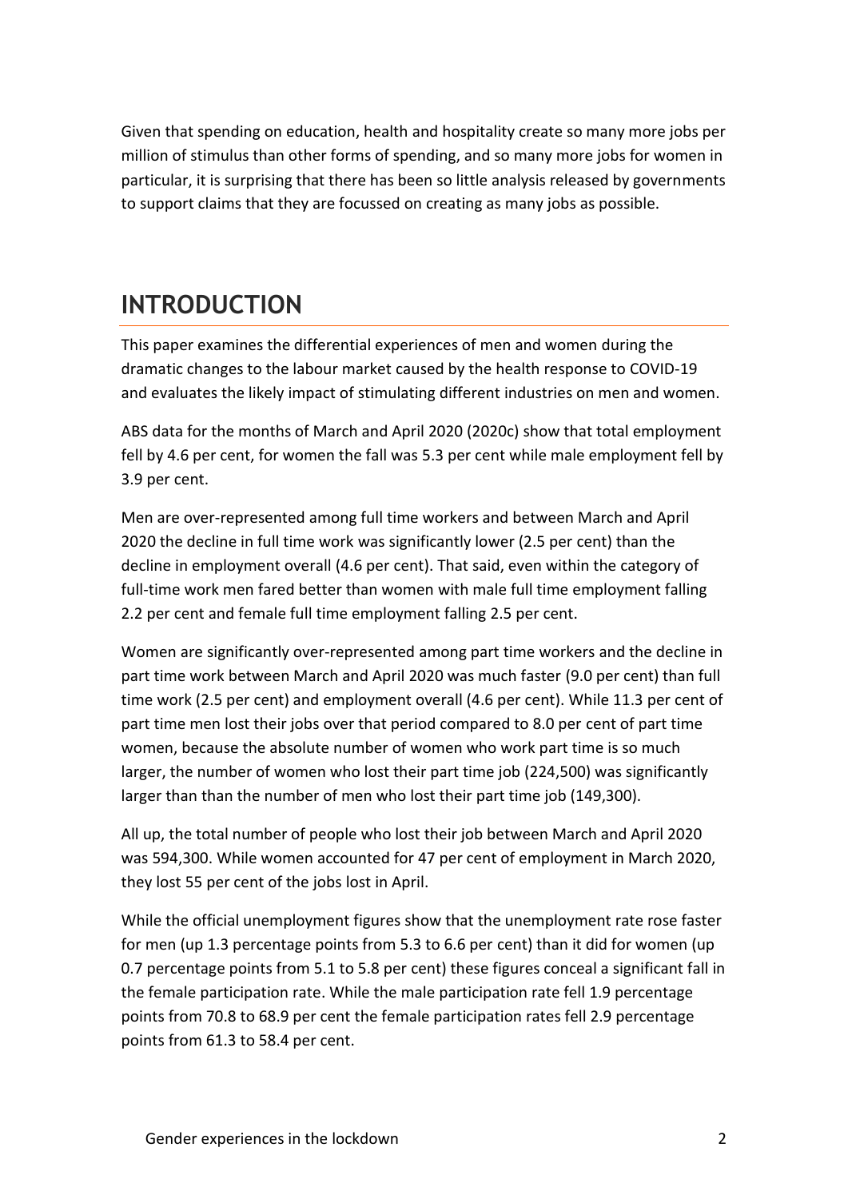Given that spending on education, health and hospitality create so many more jobs per million of stimulus than other forms of spending, and so many more jobs for women in particular, it is surprising that there has been so little analysis released by governments to support claims that they are focussed on creating as many jobs as possible.

## INTRODUCTION

This paper examines the differential experiences of men and women during the dramatic changes to the labour market caused by the health response to COVID-19 and evaluates the likely impact of stimulating different industries on men and women.

ABS data for the months of March and April 2020 (2020c) show that total employment fell by 4.6 per cent, for women the fall was 5.3 per cent while male employment fell by 3.9 per cent.

Men are over-represented among full time workers and between March and April 2020 the decline in full time work was significantly lower (2.5 per cent) than the decline in employment overall (4.6 per cent). That said, even within the category of full-time work men fared better than women with male full time employment falling 2.2 per cent and female full time employment falling 2.5 per cent.

Women are significantly over-represented among part time workers and the decline in part time work between March and April 2020 was much faster (9.0 per cent) than full time work (2.5 per cent) and employment overall (4.6 per cent). While 11.3 per cent of part time men lost their jobs over that period compared to 8.0 per cent of part time women, because the absolute number of women who work part time is so much larger, the number of women who lost their part time job (224,500) was significantly larger than than the number of men who lost their part time job (149,300).

All up, the total number of people who lost their job between March and April 2020 was 594,300. While women accounted for 47 per cent of employment in March 2020, they lost 55 per cent of the jobs lost in April.

While the official unemployment figures show that the unemployment rate rose faster for men (up 1.3 percentage points from 5.3 to 6.6 per cent) than it did for women (up 0.7 percentage points from 5.1 to 5.8 per cent) these figures conceal a significant fall in the female participation rate. While the male participation rate fell 1.9 percentage points from 70.8 to 68.9 per cent the female participation rates fell 2.9 percentage points from 61.3 to 58.4 per cent.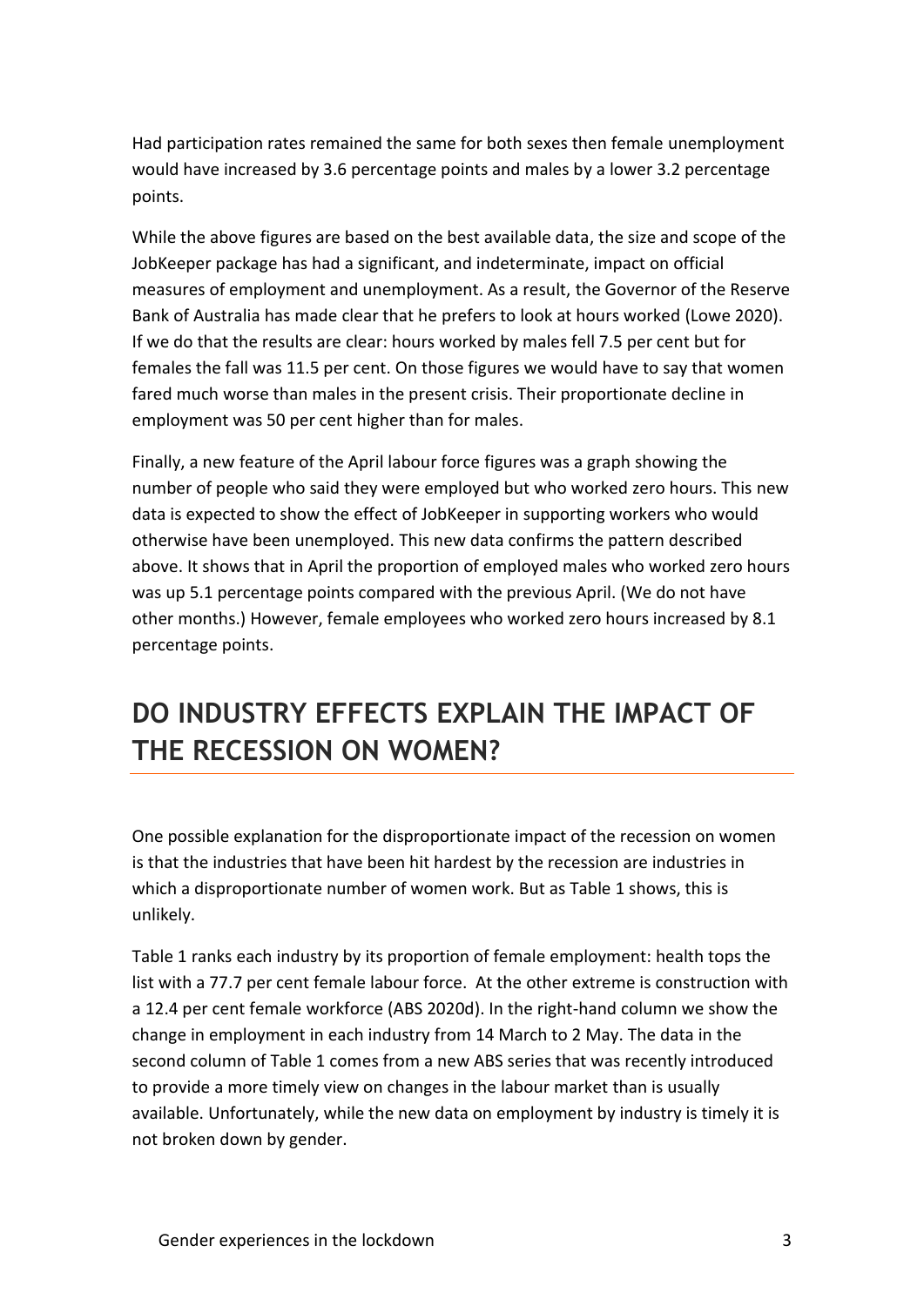Had participation rates remained the same for both sexes then female unemployment would have increased by 3.6 percentage points and males by a lower 3.2 percentage points.

While the above figures are based on the best available data, the size and scope of the JobKeeper package has had a significant, and indeterminate, impact on official measures of employment and unemployment. As a result, the Governor of the Reserve Bank of Australia has made clear that he prefers to look at hours worked (Lowe 2020). If we do that the results are clear: hours worked by males fell 7.5 per cent but for females the fall was 11.5 per cent. On those figures we would have to say that women fared much worse than males in the present crisis. Their proportionate decline in employment was 50 per cent higher than for males.

Finally, a new feature of the April labour force figures was a graph showing the number of people who said they were employed but who worked zero hours. This new data is expected to show the effect of JobKeeper in supporting workers who would otherwise have been unemployed. This new data confirms the pattern described above. It shows that in April the proportion of employed males who worked zero hours was up 5.1 percentage points compared with the previous April. (We do not have other months.) However, female employees who worked zero hours increased by 8.1 percentage points.

## DO INDUSTRY EFFECTS EXPLAIN THE IMPACT OF THE RECESSION ON WOMEN?

One possible explanation for the disproportionate impact of the recession on women is that the industries that have been hit hardest by the recession are industries in which a disproportionate number of women work. But as Table 1 shows, this is unlikely.

Table 1 ranks each industry by its proportion of female employment: health tops the list with a 77.7 per cent female labour force. At the other extreme is construction with a 12.4 per cent female workforce (ABS 2020d). In the right-hand column we show the change in employment in each industry from 14 March to 2 May. The data in the second column of Table 1 comes from a new ABS series that was recently introduced to provide a more timely view on changes in the labour market than is usually available. Unfortunately, while the new data on employment by industry is timely it is not broken down by gender.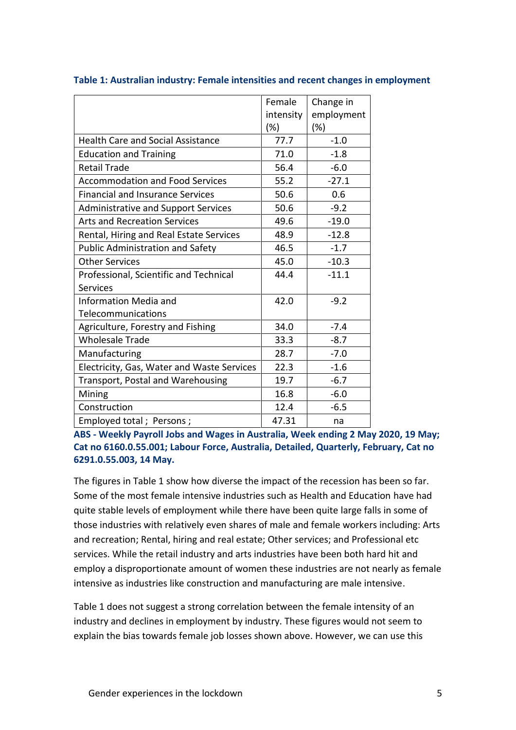**Table 1: Australian industry: Female intensities and recent changes in employment**

| | Female intensity (%) | Change in employment (%) |
|---|---|---|
| Health Care and Social Assistance | 77.7 | -1.0 |
| Education and Training | 71.0 | -1.8 |
| Retail Trade | 56.4 | -6.0 |
| Accommodation and Food Services | 55.2 | -27.1 |
| Financial and Insurance Services | 50.6 | 0.6 |
| Administrative and Support Services | 50.6 | -9.2 |
| Arts and Recreation Services | 49.6 | -19.0 |
| Rental, Hiring and Real Estate Services | 48.9 | -12.8 |
| Public Administration and Safety | 46.5 | -1.7 |
| Other Services | 45.0 | -10.3 |
| Professional, Scientific and Technical Services | 44.4 | -11.1 |
| Information Media and Telecommunications | 42.0 | -9.2 |
| Agriculture, Forestry and Fishing | 34.0 | -7.4 |
| Wholesale Trade | 33.3 | -8.7 |
| Manufacturing | 28.7 | -7.0 |
| Electricity, Gas, Water and Waste Services | 22.3 | -1.6 |
| Transport, Postal and Warehousing | 19.7 | -6.7 |
| Mining | 16.8 | -6.0 |
| Construction | 12.4 | -6.5 |
| Employed total ; Persons ; | 47.31 | na |

**ABS - Weekly Payroll Jobs and Wages in Australia, Week ending 2 May 2020, 19 May; Cat no 6160.0.55.001; Labour Force, Australia, Detailed, Quarterly, February, Cat no 6291.0.55.003, 14 May.**

The figures in Table 1 show how diverse the impact of the recession has been so far. Some of the most female intensive industries such as Health and Education have had quite stable levels of employment while there have been quite large falls in some of those industries with relatively even shares of male and female workers including: Arts and recreation; Rental, hiring and real estate; Other services; and Professional etc services. While the retail industry and arts industries have been both hard hit and employ a disproportionate amount of women these industries are not nearly as female intensive as industries like construction and manufacturing are male intensive.

Table 1 does not suggest a strong correlation between the female intensity of an industry and declines in employment by industry. These figures would not seem to explain the bias towards female job losses shown above. However, we can use this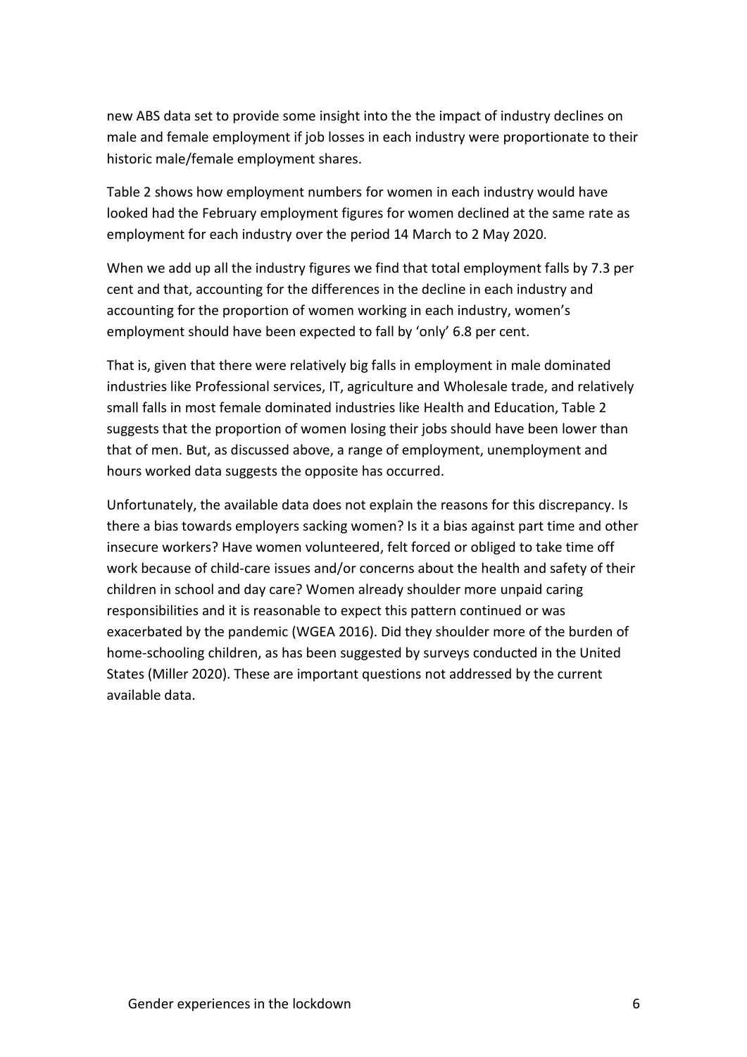new ABS data set to provide some insight into the the impact of industry declines on male and female employment if job losses in each industry were proportionate to their historic male/female employment shares.

Table 2 shows how employment numbers for women in each industry would have looked had the February employment figures for women declined at the same rate as employment for each industry over the period 14 March to 2 May 2020.

When we add up all the industry figures we find that total employment falls by 7.3 per cent and that, accounting for the differences in the decline in each industry and accounting for the proportion of women working in each industry, women's employment should have been expected to fall by 'only' 6.8 per cent.

That is, given that there were relatively big falls in employment in male dominated industries like Professional services, IT, agriculture and Wholesale trade, and relatively small falls in most female dominated industries like Health and Education, Table 2 suggests that the proportion of women losing their jobs should have been lower than that of men. But, as discussed above, a range of employment, unemployment and hours worked data suggests the opposite has occurred.

Unfortunately, the available data does not explain the reasons for this discrepancy. Is there a bias towards employers sacking women? Is it a bias against part time and other insecure workers? Have women volunteered, felt forced or obliged to take time off work because of child-care issues and/or concerns about the health and safety of their children in school and day care? Women already shoulder more unpaid caring responsibilities and it is reasonable to expect this pattern continued or was exacerbated by the pandemic (WGEA 2016). Did they shoulder more of the burden of home-schooling children, as has been suggested by surveys conducted in the United States (Miller 2020). These are important questions not addressed by the current available data.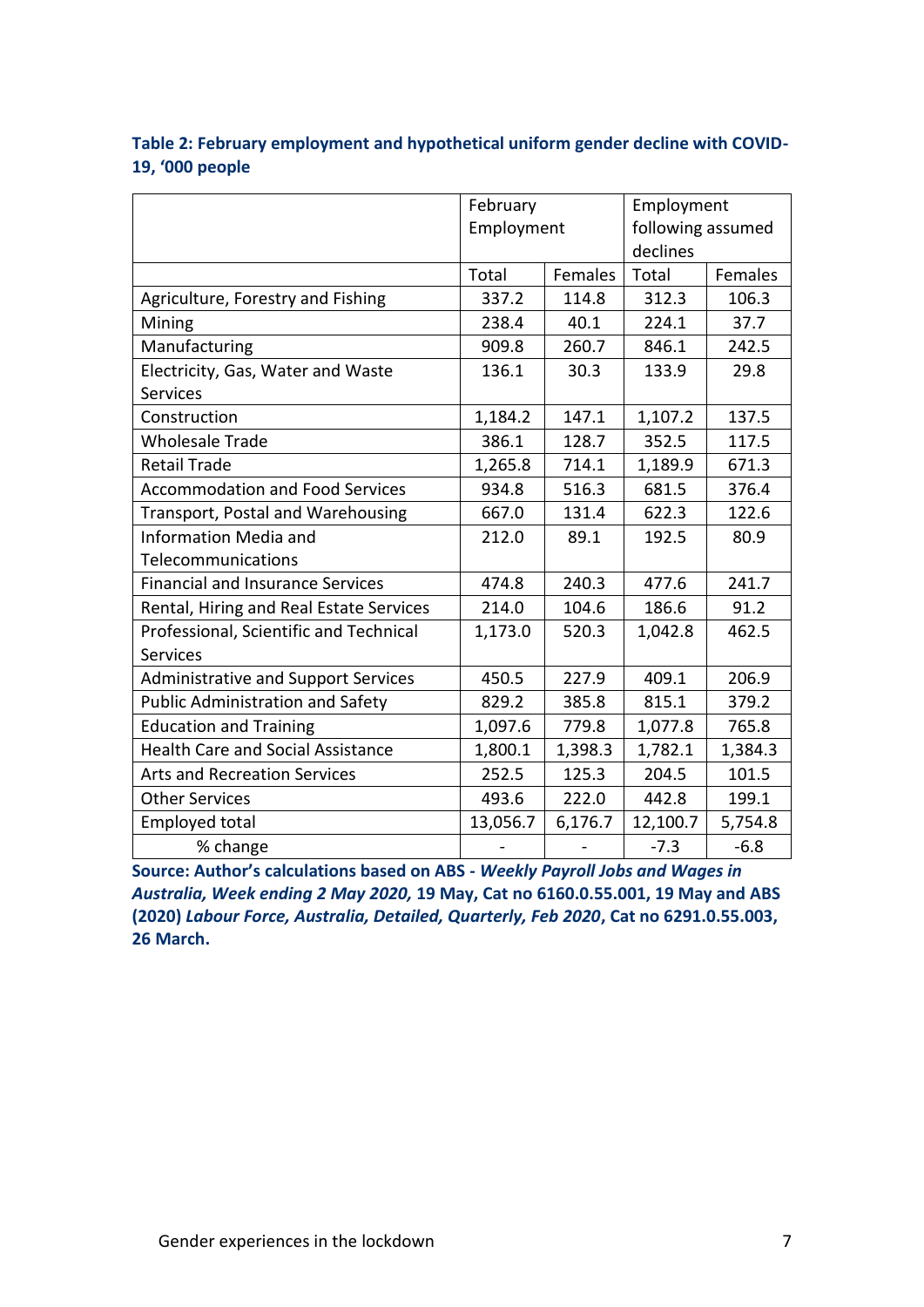**Table 2: February employment and hypothetical uniform gender decline with COVID-19, '000 people**

| | February Employment | | Employment following assumed declines | |
|---|---|---|---|---|
| | Total | Females | Total | Females |
| Agriculture, Forestry and Fishing | 337.2 | 114.8 | 312.3 | 106.3 |
| Mining | 238.4 | 40.1 | 224.1 | 37.7 |
| Manufacturing | 909.8 | 260.7 | 846.1 | 242.5 |
| Electricity, Gas, Water and Waste Services | 136.1 | 30.3 | 133.9 | 29.8 |
| Construction | 1,184.2 | 147.1 | 1,107.2 | 137.5 |
| Wholesale Trade | 386.1 | 128.7 | 352.5 | 117.5 |
| Retail Trade | 1,265.8 | 714.1 | 1,189.9 | 671.3 |
| Accommodation and Food Services | 934.8 | 516.3 | 681.5 | 376.4 |
| Transport, Postal and Warehousing | 667.0 | 131.4 | 622.3 | 122.6 |
| Information Media and Telecommunications | 212.0 | 89.1 | 192.5 | 80.9 |
| Financial and Insurance Services | 474.8 | 240.3 | 477.6 | 241.7 |
| Rental, Hiring and Real Estate Services | 214.0 | 104.6 | 186.6 | 91.2 |
| Professional, Scientific and Technical Services | 1,173.0 | 520.3 | 1,042.8 | 462.5 |
| Administrative and Support Services | 450.5 | 227.9 | 409.1 | 206.9 |
| Public Administration and Safety | 829.2 | 385.8 | 815.1 | 379.2 |
| Education and Training | 1,097.6 | 779.8 | 1,077.8 | 765.8 |
| Health Care and Social Assistance | 1,800.1 | 1,398.3 | 1,782.1 | 1,384.3 |
| Arts and Recreation Services | 252.5 | 125.3 | 204.5 | 101.5 |
| Other Services | 493.6 | 222.0 | 442.8 | 199.1 |
| Employed total | 13,056.7 | 6,176.7 | 12,100.7 | 5,754.8 |
| % change | - | - | -7.3 | -6.8 |

**Source: Author's calculations based on ABS - *Weekly Payroll Jobs and Wages in Australia, Week ending 2 May 2020,* 19 May, Cat no 6160.0.55.001, 19 May and ABS (2020) *Labour Force, Australia, Detailed, Quarterly, Feb 2020*, Cat no 6291.0.55.003, 26 March.**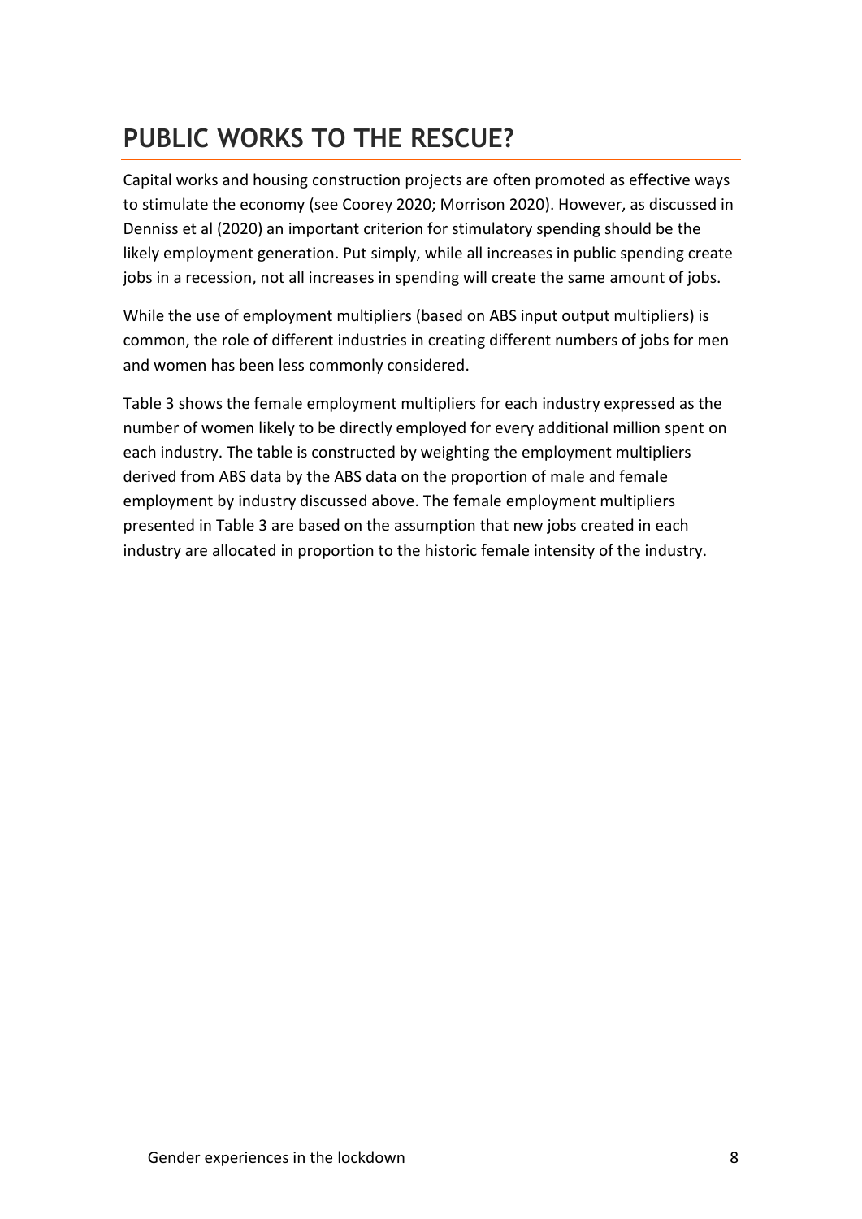# PUBLIC WORKS TO THE RESCUE?

Capital works and housing construction projects are often promoted as effective ways to stimulate the economy (see Coorey 2020; Morrison 2020). However, as discussed in Denniss et al (2020) an important criterion for stimulatory spending should be the likely employment generation. Put simply, while all increases in public spending create jobs in a recession, not all increases in spending will create the same amount of jobs.

While the use of employment multipliers (based on ABS input output multipliers) is common, the role of different industries in creating different numbers of jobs for men and women has been less commonly considered.

Table 3 shows the female employment multipliers for each industry expressed as the number of women likely to be directly employed for every additional million spent on each industry. The table is constructed by weighting the employment multipliers derived from ABS data by the ABS data on the proportion of male and female employment by industry discussed above. The female employment multipliers presented in Table 3 are based on the assumption that new jobs created in each industry are allocated in proportion to the historic female intensity of the industry.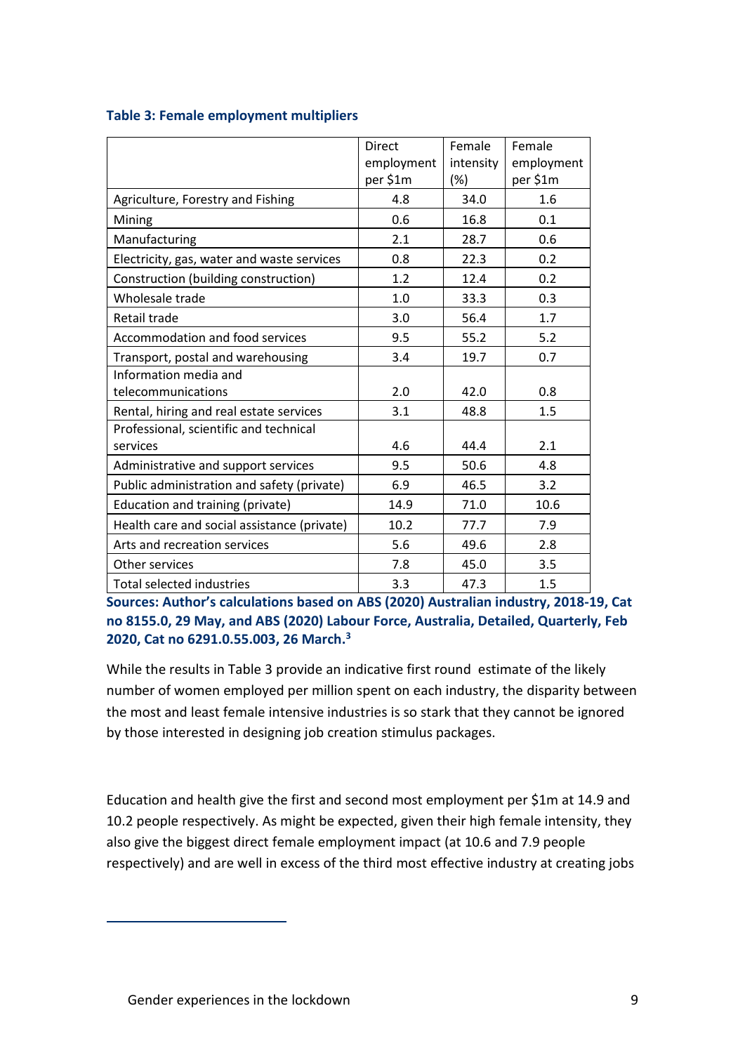**Table 3: Female employment multipliers**

| | Direct employment per $1m | Female intensity (%) | Female employment per $1m |
|---|---|---|---|
| Agriculture, Forestry and Fishing | 4.8 | 34.0 | 1.6 |
| Mining | 0.6 | 16.8 | 0.1 |
| Manufacturing | 2.1 | 28.7 | 0.6 |
| Electricity, gas, water and waste services | 0.8 | 22.3 | 0.2 |
| Construction (building construction) | 1.2 | 12.4 | 0.2 |
| Wholesale trade | 1.0 | 33.3 | 0.3 |
| Retail trade | 3.0 | 56.4 | 1.7 |
| Accommodation and food services | 9.5 | 55.2 | 5.2 |
| Transport, postal and warehousing | 3.4 | 19.7 | 0.7 |
| Information media and telecommunications | 2.0 | 42.0 | 0.8 |
| Rental, hiring and real estate services | 3.1 | 48.8 | 1.5 |
| Professional, scientific and technical services | 4.6 | 44.4 | 2.1 |
| Administrative and support services | 9.5 | 50.6 | 4.8 |
| Public administration and safety (private) | 6.9 | 46.5 | 3.2 |
| Education and training (private) | 14.9 | 71.0 | 10.6 |
| Health care and social assistance (private) | 10.2 | 77.7 | 7.9 |
| Arts and recreation services | 5.6 | 49.6 | 2.8 |
| Other services | 7.8 | 45.0 | 3.5 |
| Total selected industries | 3.3 | 47.3 | 1.5 |

**Sources: Author's calculations based on ABS (2020) Australian industry, 2018-19, Cat no 8155.0, 29 May, and ABS (2020) Labour Force, Australia, Detailed, Quarterly, Feb 2020, Cat no 6291.0.55.003, 26 March.[3]**

While the results in Table 3 provide an indicative first round estimate of the likely number of women employed per million spent on each industry, the disparity between the most and least female intensive industries is so stark that they cannot be ignored by those interested in designing job creation stimulus packages.

Education and health give the first and second most employment per $1m at 14.9 and 10.2 people respectively. As might be expected, given their high female intensity, they also give the biggest direct female employment impact (at 10.6 and 7.9 people respectively) and are well in excess of the third most effective industry at creating jobs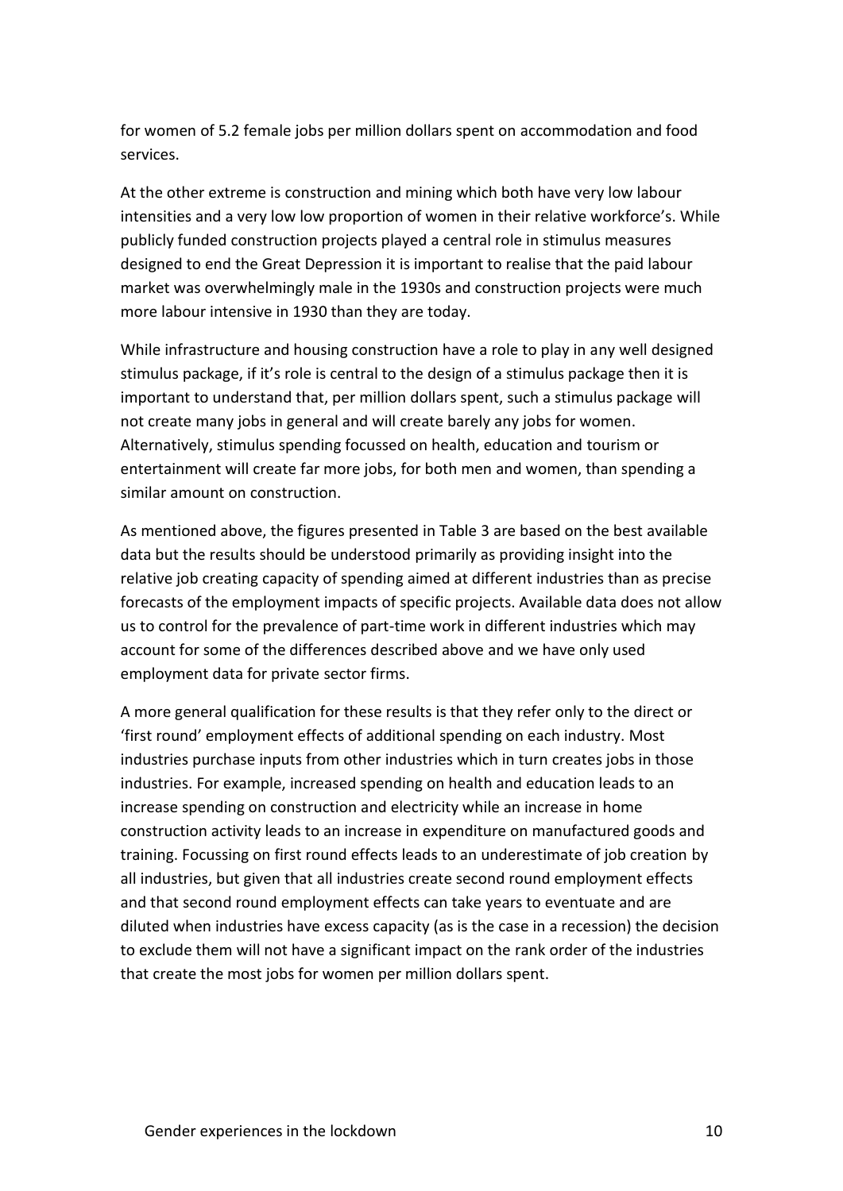for women of 5.2 female jobs per million dollars spent on accommodation and food services.

At the other extreme is construction and mining which both have very low labour intensities and a very low low proportion of women in their relative workforce's. While publicly funded construction projects played a central role in stimulus measures designed to end the Great Depression it is important to realise that the paid labour market was overwhelmingly male in the 1930s and construction projects were much more labour intensive in 1930 than they are today.

While infrastructure and housing construction have a role to play in any well designed stimulus package, if it's role is central to the design of a stimulus package then it is important to understand that, per million dollars spent, such a stimulus package will not create many jobs in general and will create barely any jobs for women. Alternatively, stimulus spending focussed on health, education and tourism or entertainment will create far more jobs, for both men and women, than spending a similar amount on construction.

As mentioned above, the figures presented in Table 3 are based on the best available data but the results should be understood primarily as providing insight into the relative job creating capacity of spending aimed at different industries than as precise forecasts of the employment impacts of specific projects. Available data does not allow us to control for the prevalence of part-time work in different industries which may account for some of the differences described above and we have only used employment data for private sector firms.

A more general qualification for these results is that they refer only to the direct or 'first round' employment effects of additional spending on each industry. Most industries purchase inputs from other industries which in turn creates jobs in those industries. For example, increased spending on health and education leads to an increase spending on construction and electricity while an increase in home construction activity leads to an increase in expenditure on manufactured goods and training. Focussing on first round effects leads to an underestimate of job creation by all industries, but given that all industries create second round employment effects and that second round employment effects can take years to eventuate and are diluted when industries have excess capacity (as is the case in a recession) the decision to exclude them will not have a significant impact on the rank order of the industries that create the most jobs for women per million dollars spent.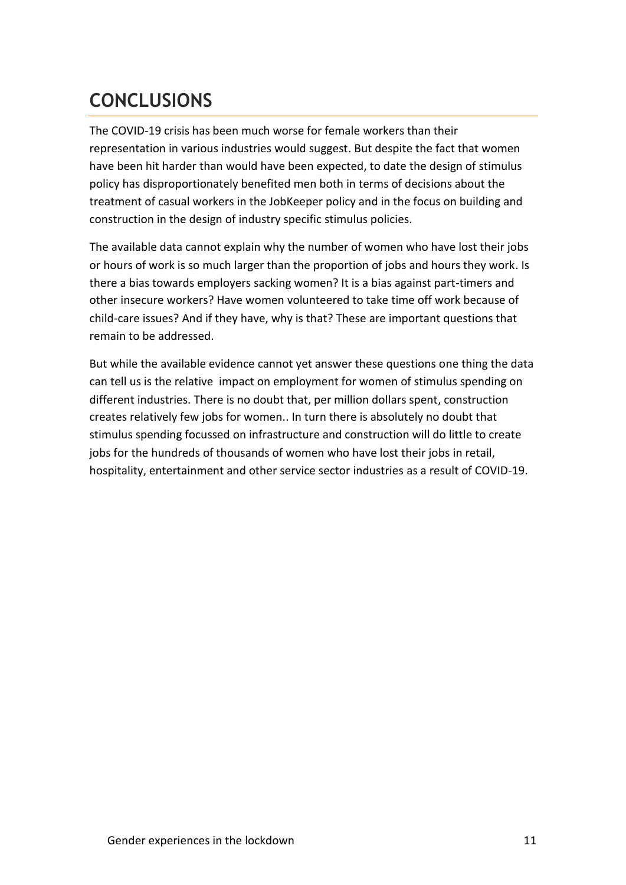# CONCLUSIONS

The COVID-19 crisis has been much worse for female workers than their representation in various industries would suggest. But despite the fact that women have been hit harder than would have been expected, to date the design of stimulus policy has disproportionately benefited men both in terms of decisions about the treatment of casual workers in the JobKeeper policy and in the focus on building and construction in the design of industry specific stimulus policies.

The available data cannot explain why the number of women who have lost their jobs or hours of work is so much larger than the proportion of jobs and hours they work. Is there a bias towards employers sacking women? It is a bias against part-timers and other insecure workers? Have women volunteered to take time off work because of child-care issues? And if they have, why is that? These are important questions that remain to be addressed.

But while the available evidence cannot yet answer these questions one thing the data can tell us is the relative impact on employment for women of stimulus spending on different industries. There is no doubt that, per million dollars spent, construction creates relatively few jobs for women.. In turn there is absolutely no doubt that stimulus spending focussed on infrastructure and construction will do little to create jobs for the hundreds of thousands of women who have lost their jobs in retail, hospitality, entertainment and other service sector industries as a result of COVID-19.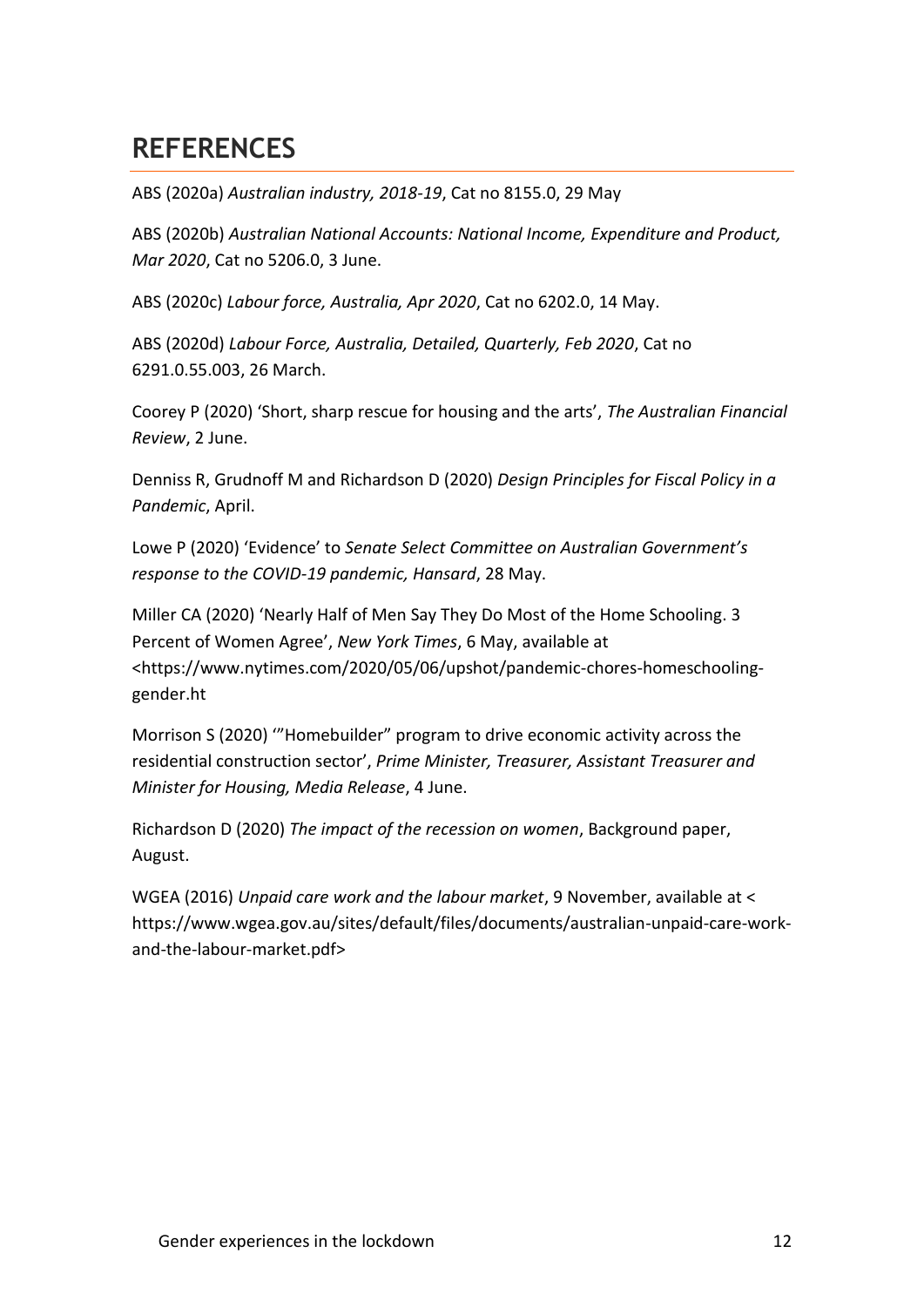# REFERENCES

ABS (2020a) *Australian industry, 2018-19*, Cat no 8155.0, 29 May

ABS (2020b) *Australian National Accounts: National Income, Expenditure and Product, Mar 2020*, Cat no 5206.0, 3 June.

ABS (2020c) *Labour force, Australia, Apr 2020*, Cat no 6202.0, 14 May.

ABS (2020d) *Labour Force, Australia, Detailed, Quarterly, Feb 2020*, Cat no 6291.0.55.003, 26 March.

Coorey P (2020) 'Short, sharp rescue for housing and the arts', *The Australian Financial Review*, 2 June.

Denniss R, Grudnoff M and Richardson D (2020) *Design Principles for Fiscal Policy in a Pandemic*, April.

Lowe P (2020) 'Evidence' to *Senate Select Committee on Australian Government's response to the COVID-19 pandemic, Hansard*, 28 May.

Miller CA (2020) 'Nearly Half of Men Say They Do Most of the Home Schooling. 3 Percent of Women Agree', *New York Times*, 6 May, available at <https://www.nytimes.com/2020/05/06/upshot/pandemic-chores-homeschooling-gender.ht

Morrison S (2020) '"Homebuilder" program to drive economic activity across the residential construction sector', *Prime Minister, Treasurer, Assistant Treasurer and Minister for Housing, Media Release*, 4 June.

Richardson D (2020) *The impact of the recession on women*, Background paper, August.

WGEA (2016) *Unpaid care work and the labour market*, 9 November, available at < https://www.wgea.gov.au/sites/default/files/documents/australian-unpaid-care-work-and-the-labour-market.pdf>